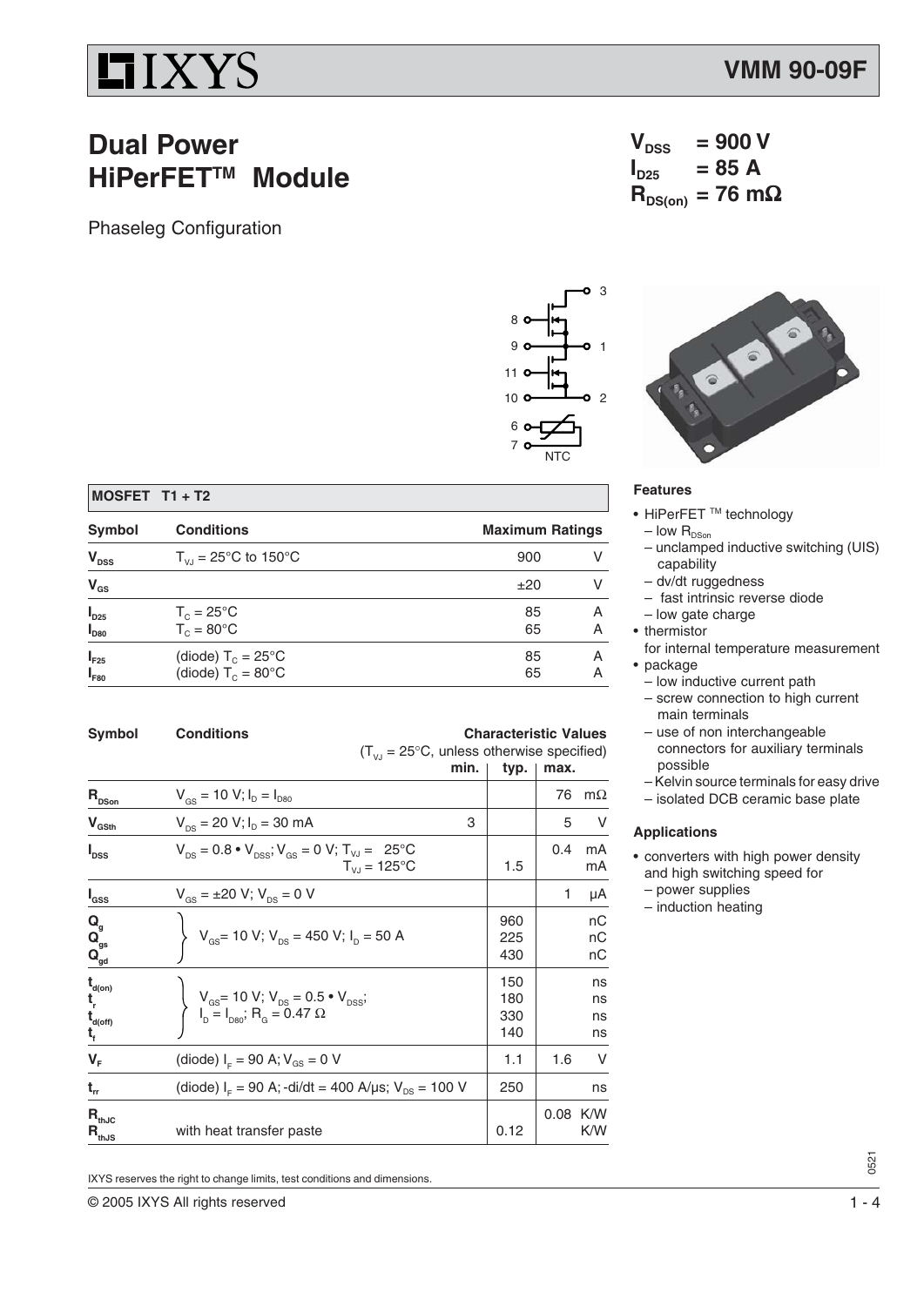# VMM 90-09F

## Dual Power HiPerFET™ Module

Phaseleg Configuration

$V_{DSS}$ = 900 V
$I_{D25}$ = 85 A
$R_{DS(on)}$ = 76 mΩ

3, 8, 9, 1, 11, 10, 2, 6, 7, NTC

| MOSFET T1 + T2 | | | |
|---|---|---|---|
| **Symbol** | **Conditions** | **Maximum Ratings** | |
| $V_{DSS}$ | $T_{VJ}$ = 25°C to 150°C | 900 | V |
| $V_{GS}$ | | ±20 | V |
| $I_{D25}$ | $T_C$ = 25°C | 85 | A |
| $I_{D80}$ | $T_C$ = 80°C | 65 | A |
| $I_{F25}$ | (diode) $T_C$ = 25°C | 85 | A |
| $I_{F80}$ | (diode) $T_C$ = 80°C | 65 | A |

| Symbol | Conditions ($T_{VJ}$ = 25°C, unless otherwise specified) | min. | typ. | max. | |
|---|---|---|---|---|---|
| $R_{DSon}$ | $V_{GS}$ = 10 V; $I_D$ = $I_{D80}$ | | | 76 | mΩ |
| $V_{GSth}$ | $V_{DS}$ = 20 V; $I_D$ = 30 mA | 3 | | 5 | V |
| $I_{DSS}$ | $V_{DS}$ = 0.8 • $V_{DSS}$; $V_{GS}$ = 0 V; $T_{VJ}$ = 25°C | | | 0.4 | mA |
| | $T_{VJ}$ = 125°C | | 1.5 | | mA |
| $I_{GSS}$ | $V_{GS}$ = ±20 V; $V_{DS}$ = 0 V | | | 1 | µA |
| $Q_g$ | $V_{GS}$= 10 V; $V_{DS}$ = 450 V; $I_D$ = 50 A | | 960 | | nC |
| $Q_{gs}$ | | | 225 | | nC |
| $Q_{gd}$ | | | 430 | | nC |
| $t_{d(on)}$ | $V_{GS}$= 10 V; $V_{DS}$ = 0.5 • $V_{DSS}$; $I_D$ = $I_{D80}$; $R_G$ = 0.47 Ω | | 150 | | ns |
| $t_r$ | | | 180 | | ns |
| $t_{d(off)}$ | | | 330 | | ns |
| $t_f$ | | | 140 | | ns |
| $V_F$ | (diode) $I_F$ = 90 A; $V_{GS}$ = 0 V | | 1.1 | 1.6 | V |
| $t_{rr}$ | (diode) $I_F$ = 90 A; -di/dt = 400 A/µs; $V_{DS}$ = 100 V | | 250 | | ns |
| $R_{thJC}$ | | | | 0.08 | K/W |
| $R_{thJS}$ | with heat transfer paste | | 0.12 | | K/W |

### Features

- HiPerFET ™ technology
  - low $R_{DSon}$
  - unclamped inductive switching (UIS) capability
  - dv/dt ruggedness
  - fast intrinsic reverse diode
  - low gate charge
- thermistor for internal temperature measurement
- package
  - low inductive current path
  - screw connection to high current main terminals
  - use of non interchangeable connectors for auxiliary terminals possible
  - Kelvin source terminals for easy drive
  - isolated DCB ceramic base plate

### Applications

- converters with high power density and high switching speed for
  - power supplies
  - induction heating

IXYS reserves the right to change limits, test conditions and dimensions.

© 2005 IXYS All rights reserved

0521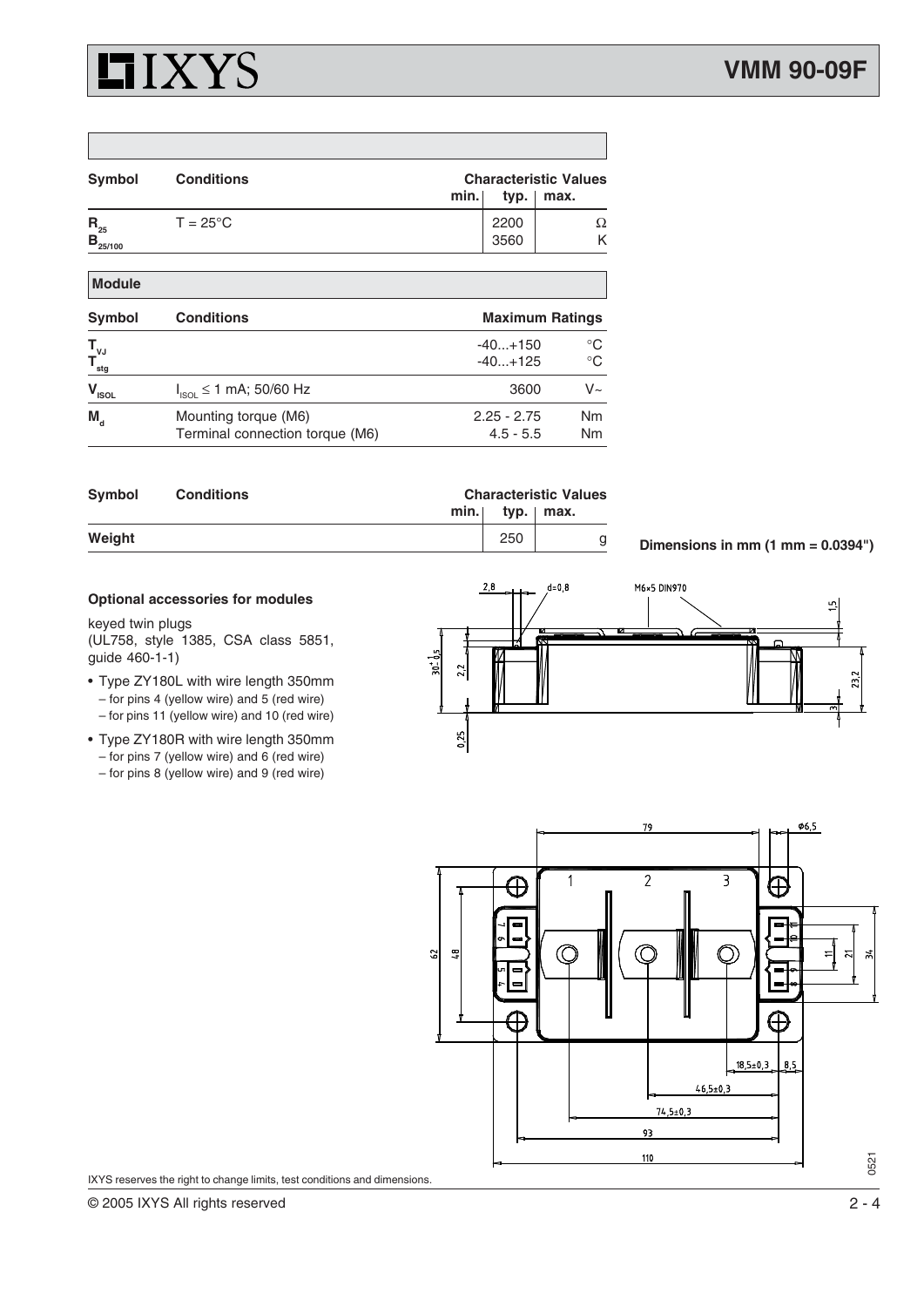| Symbol | Conditions | Characteristic Values | | | |
|---|---|---|---|---|---|
| | | min. | typ. | max. | |
| $R_{25}$ | T = 25°C | | 2200 | | Ω |
| $B_{25/100}$ | | | 3560 | | K |

## Module

| Symbol | Conditions | Maximum Ratings | |
|---|---|---|---|
| $T_{VJ}$ | | -40...+150 | °C |
| $T_{stg}$ | | -40...+125 | °C |
| $V_{ISOL}$ | $I_{ISOL} \leq 1$ mA; 50/60 Hz | 3600 | V~ |
| $M_d$ | Mounting torque (M6) | 2.25 - 2.75 | Nm |
| | Terminal connection torque (M6) | 4.5 - 5.5 | Nm |

| Symbol | Conditions | Characteristic Values | | | |
|---|---|---|---|---|---|
| | | min. | typ. | max. | |
| Weight | | | 250 | | g |

Dimensions in mm (1 mm = 0.0394")

**Optional accessories for modules**

keyed twin plugs
(UL758, style 1385, CSA class 5851, guide 460-1-1)

- Type ZY180L with wire length 350mm
  - for pins 4 (yellow wire) and 5 (red wire)
  - for pins 11 (yellow wire) and 10 (red wire)
- Type ZY180R with wire length 350mm
  - for pins 7 (yellow wire) and 6 (red wire)
  - for pins 8 (yellow wire) and 9 (red wire)

IXYS reserves the right to change limits, test conditions and dimensions.

© 2005 IXYS All rights reserved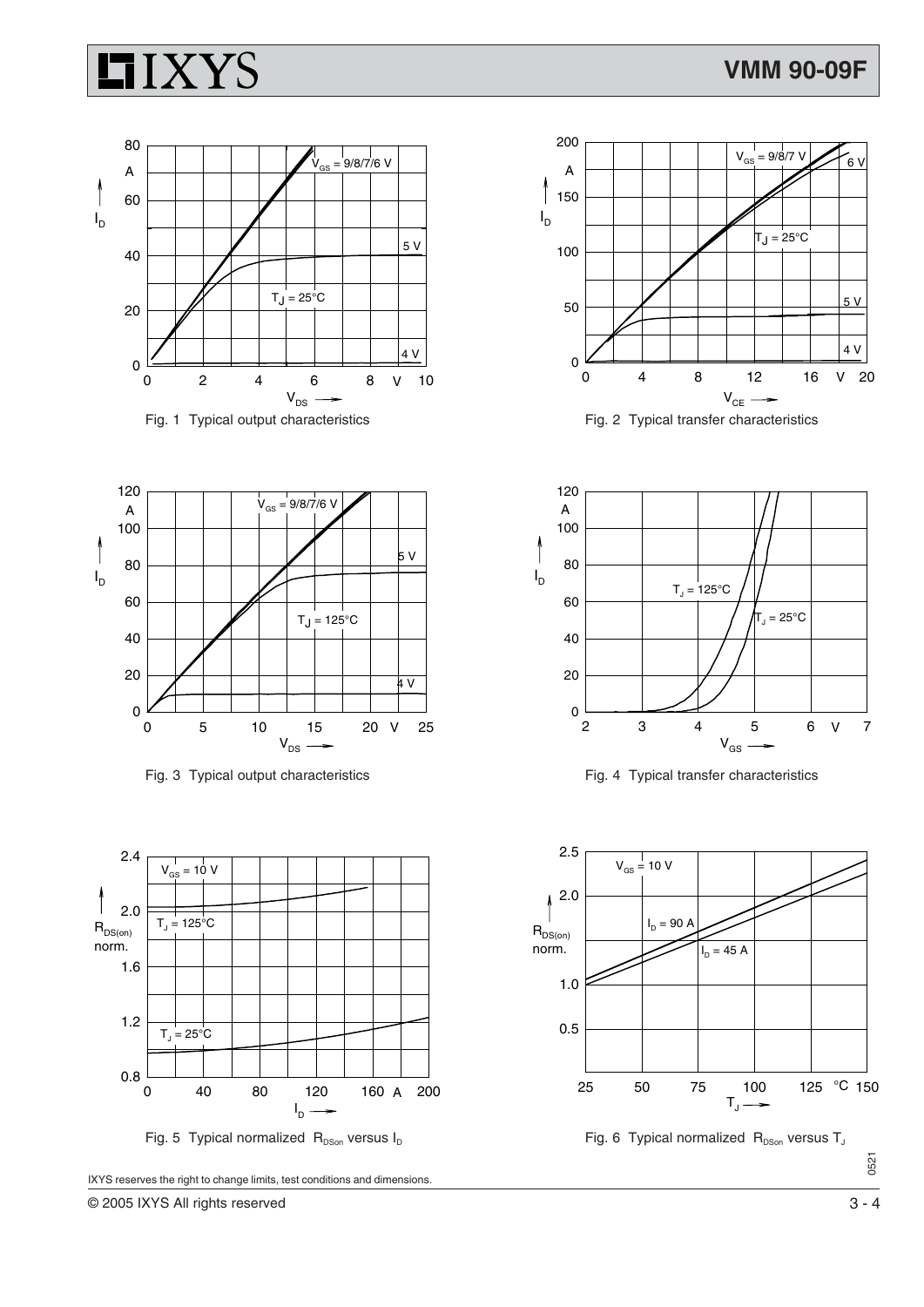Fig. 1 Typical output characteristics

Fig. 2 Typical transfer characteristics

Fig. 3 Typical output characteristics

Fig. 4 Typical transfer characteristics

Fig. 5 Typical normalized $R_{DSon}$ versus $I_D$

Fig. 6 Typical normalized $R_{DSon}$ versus $T_J$

IXYS reserves the right to change limits, test conditions and dimensions.

© 2005 IXYS All rights reserved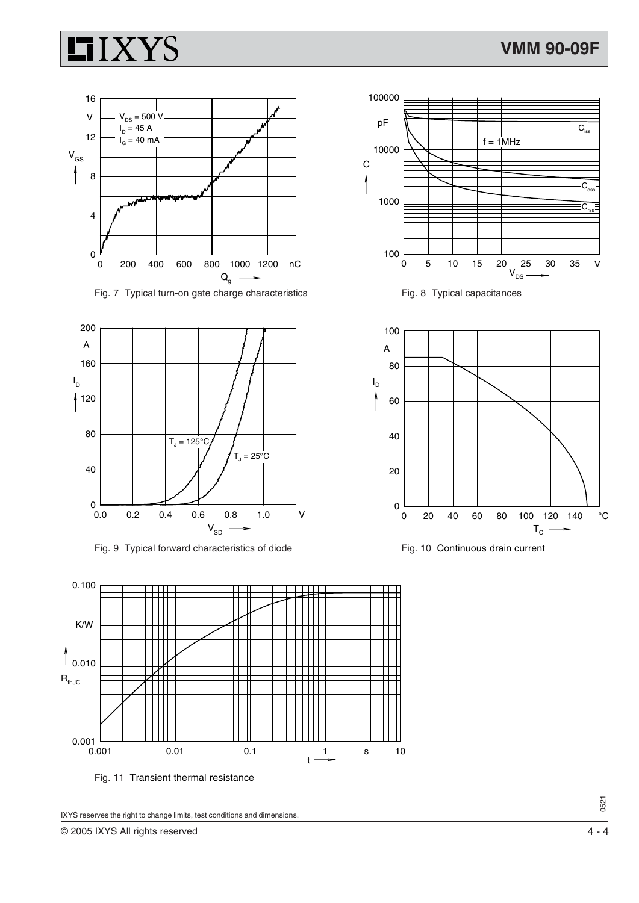16

V

12

$V_{GS}$

8

4

0

0 200 400 600 800 1000 1200 nC

$Q_g$

$V_{DS}$ = 500 V

$I_D$ = 45 A

$I_G$ = 40 mA

Fig. 7 Typical turn-on gate charge characteristics

100000

pF

10000

C

1000

100

0 5 10 15 20 25 30 35 V

$V_{DS}$

f = 1MHz

$C_{iss}$

$C_{oss}$

$C_{rss}$

Fig. 8 Typical capacitances

200

A

160

$I_D$

120

80

40

0

0.0 0.2 0.4 0.6 0.8 1.0 V

$V_{SD}$

$T_J$ = 125°C

$T_J$ = 25°C

Fig. 9 Typical forward characteristics of diode

100

A

80

$I_D$

60

40

20

0

0 20 40 60 80 100 120 140 °C

$T_C$

Fig. 10 Continuous drain current

0.100

K/W

0.010

$R_{thJC}$

0.001

0.001 0.01 0.1 1 s 10

t

Fig. 11 Transient thermal resistance

0521

IXYS reserves the right to change limits, test conditions and dimensions.

© 2005 IXYS All rights reserved